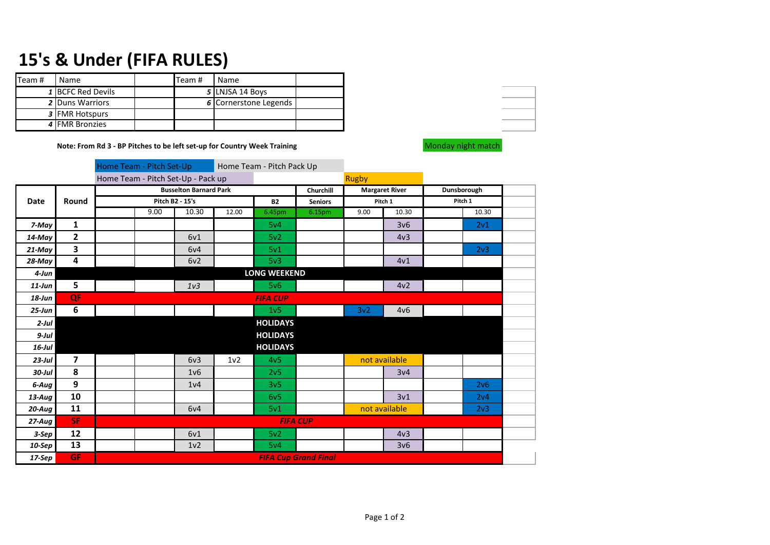# 15's & Under (FIFA RULES)

| Team # | Name | | Team # | Name | |
|---|---|---|---|---|---|
| 1 | BCFC Red Devils | | 5 | LNJSA 14 Boys | |
| 2 | Duns Warriors | | 6 | Cornerstone Legends | |
| 3 | FMR Hotspurs | | | | |
| 4 | FMR Bronzies | | | | |

**Note: From Rd 3 - BP Pitches to be left set-up for Country Week Training**

Monday night match

Legend: Home Team - Pitch Set-Up | Home Team - Pitch Pack Up | Home Team - Pitch Set-Up - Pack up | Rugby

| Date | Round | Busselton Barnard Park | | | | | Churchill | Margaret River | | Dunsborough | |
|---|---|---|---|---|---|---|---|---|---|---|---|
| | | Pitch B2 - 15's | | | | B2 | Seniors | Pitch 1 | | Pitch 1 | |
| | | | 9.00 | 10.30 | 12.00 | 6.45pm | 6.15pm | 9.00 | 10.30 | | 10.30 |
| 7-May | 1 | | | | | 5v4 | | | 3v6 | | 2v1 |
| 14-May | 2 | | | 6v1 | | 5v2 | | | 4v3 | | |
| 21-May | 3 | | | 6v4 | | 5v1 | | | | | 2v3 |
| 28-May | 4 | | | 6v2 | | 5v3 | | | 4v1 | | |
| 4-Jun | LONG WEEKEND | | | | | | | | | | |
| 11-Jun | 5 | | | 1v3 | | 5v6 | | | 4v2 | | |
| 18-Jun | QF | FIFA CUP | | | | | | | | | |
| 25-Jun | 6 | | | | | 1v5 | | 3v2 | 4v6 | | |
| 2-Jul | HOLIDAYS | | | | | | | | | | |
| 9-Jul | HOLIDAYS | | | | | | | | | | |
| 16-Jul | HOLIDAYS | | | | | | | | | | |
| 23-Jul | 7 | | | 6v3 | 1v2 | 4v5 | | not available | | | |
| 30-Jul | 8 | | | 1v6 | | 2v5 | | | 3v4 | | |
| 6-Aug | 9 | | | 1v4 | | 3v5 | | | | | 2v6 |
| 13-Aug | 10 | | | | | 6v5 | | | 3v1 | | 2v4 |
| 20-Aug | 11 | | | 6v4 | | 5v1 | | not available | | | 2v3 |
| 27-Aug | SF | FIFA CUP | | | | | | | | | |
| 3-Sep | 12 | | | 6v1 | | 5v2 | | | 4v3 | | |
| 10-Sep | 13 | | | 1v2 | | 5v4 | | | 3v6 | | |
| 17-Sep | GF | FIFA Cup Grand Final | | | | | | | | | |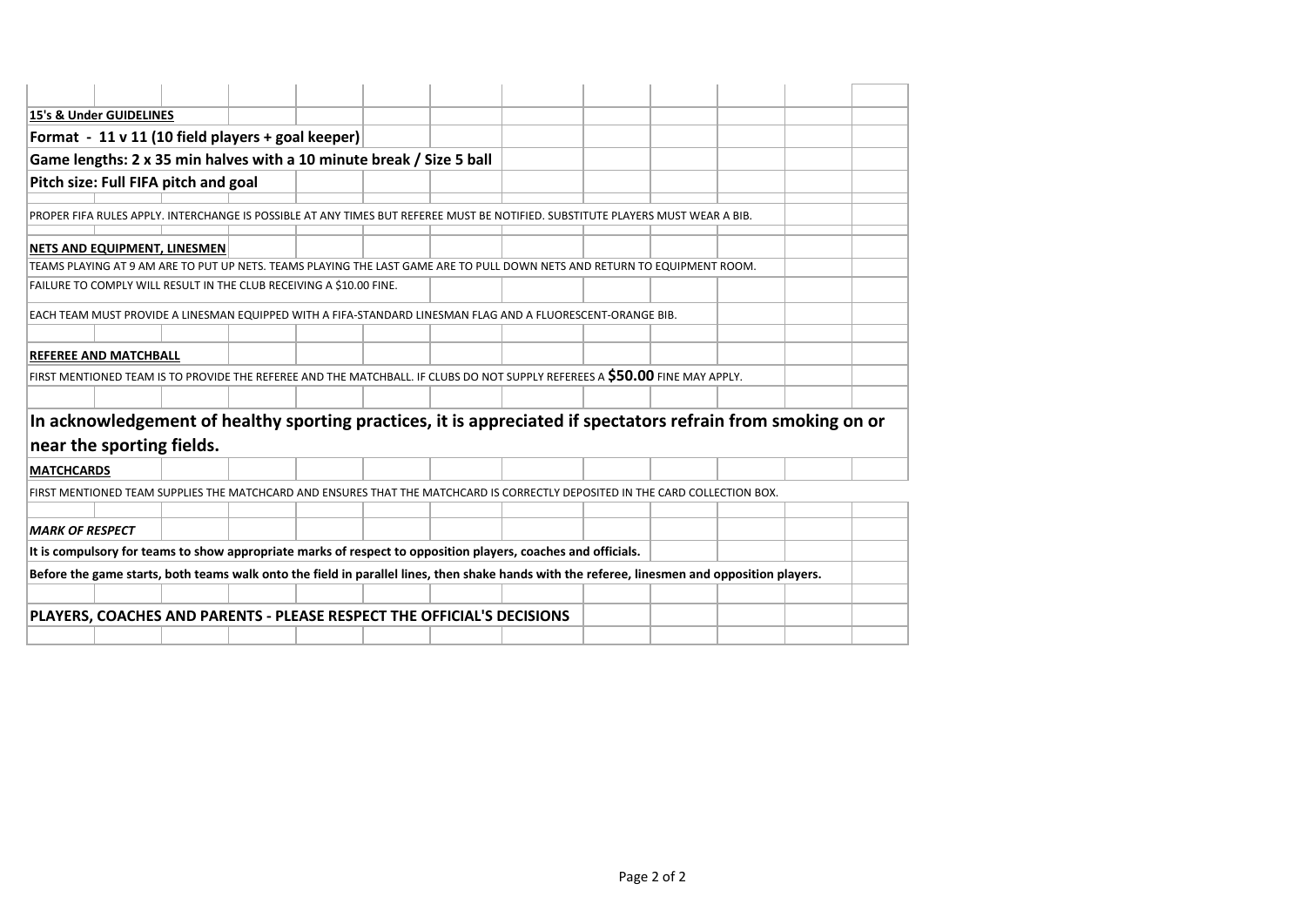**15's & Under GUIDELINES**

**Format - 11 v 11 (10 field players + goal keeper)**

**Game lengths: 2 x 35 min halves with a 10 minute break / Size 5 ball**

**Pitch size: Full FIFA pitch and goal**

PROPER FIFA RULES APPLY. INTERCHANGE IS POSSIBLE AT ANY TIMES BUT REFEREE MUST BE NOTIFIED. SUBSTITUTE PLAYERS MUST WEAR A BIB.

**NETS AND EQUIPMENT, LINESMEN**

TEAMS PLAYING AT 9 AM ARE TO PUT UP NETS. TEAMS PLAYING THE LAST GAME ARE TO PULL DOWN NETS AND RETURN TO EQUIPMENT ROOM.

FAILURE TO COMPLY WILL RESULT IN THE CLUB RECEIVING A $10.00 FINE.

EACH TEAM MUST PROVIDE A LINESMAN EQUIPPED WITH A FIFA-STANDARD LINESMAN FLAG AND A FLUORESCENT-ORANGE BIB.

**REFEREE AND MATCHBALL**

FIRST MENTIONED TEAM IS TO PROVIDE THE REFEREE AND THE MATCHBALL. IF CLUBS DO NOT SUPPLY REFEREES A **$50.00** FINE MAY APPLY.

**In acknowledgement of healthy sporting practices, it is appreciated if spectators refrain from smoking on or near the sporting fields.**

**MATCHCARDS**

FIRST MENTIONED TEAM SUPPLIES THE MATCHCARD AND ENSURES THAT THE MATCHCARD IS CORRECTLY DEPOSITED IN THE CARD COLLECTION BOX.

***MARK OF RESPECT***

**It is compulsory for teams to show appropriate marks of respect to opposition players, coaches and officials.**

**Before the game starts, both teams walk onto the field in parallel lines, then shake hands with the referee, linesmen and opposition players.**

**PLAYERS, COACHES AND PARENTS - PLEASE RESPECT THE OFFICIAL'S DECISIONS**